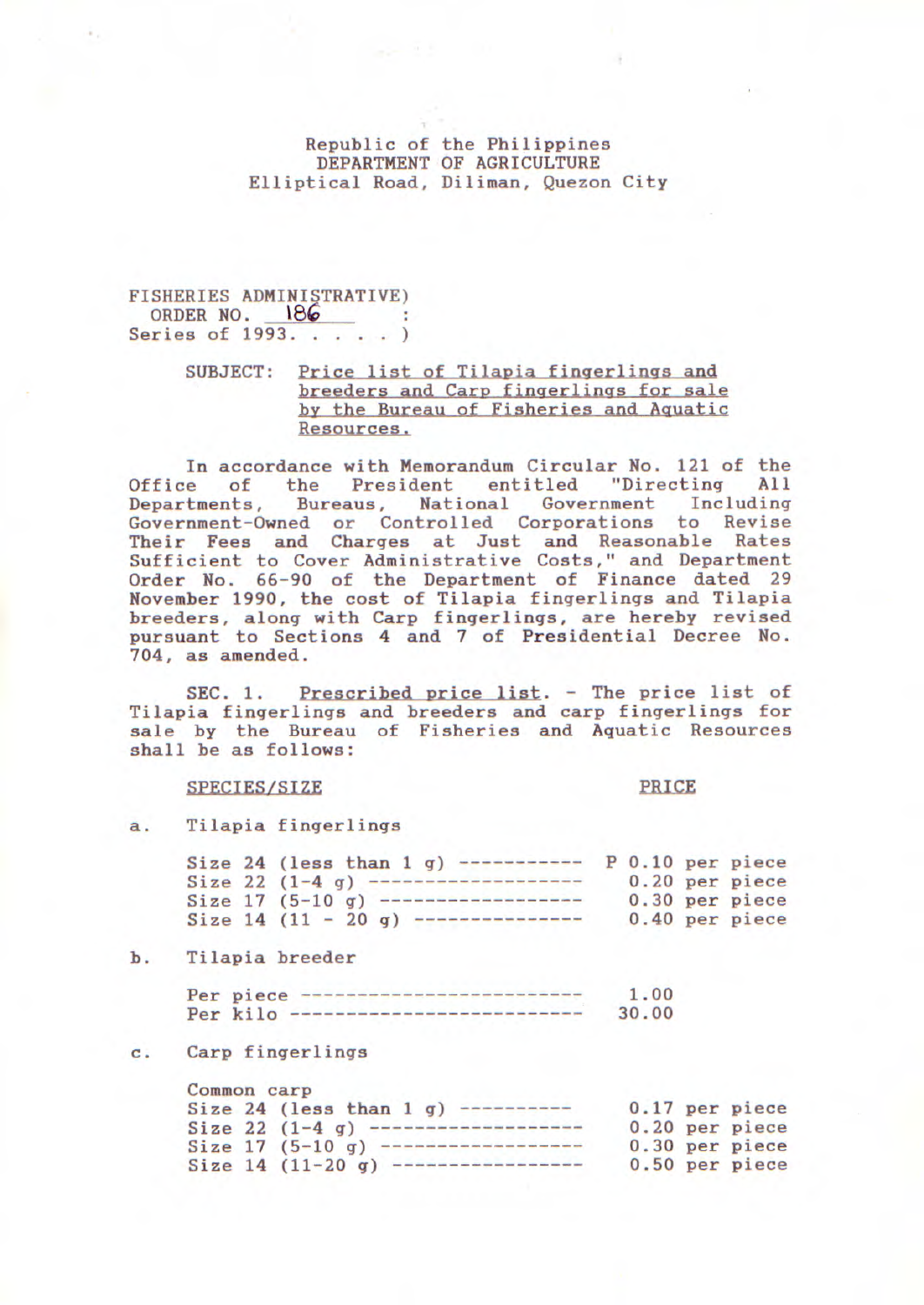Republic of the Philippines
DEPARTMENT OF AGRICULTURE
Elliptical Road, Diliman, Quezon City

FISHERIES ADMINISTRATIVE ORDER NO. 186
Series of 1993

SUBJECT: Price list of Tilapia fingerlings and breeders and Carp fingerlings for sale by the Bureau of Fisheries and Aquatic Resources.

In accordance with Memorandum Circular No. 121 of the Office of the President entitled "Directing All Departments, Bureaus, National Government Including Government-Owned or Controlled Corporations to Revise Their Fees and Charges at Just and Reasonable Rates Sufficient to Cover Administrative Costs," and Department Order No. 66-90 of the Department of Finance dated 29 November 1990, the cost of Tilapia fingerlings and Tilapia breeders, along with Carp fingerlings, are hereby revised pursuant to Sections 4 and 7 of Presidential Decree No. 704, as amended.

SEC. 1. Prescribed price list. - The price list of Tilapia fingerlings and breeders and carp fingerlings for sale by the Bureau of Fisheries and Aquatic Resources shall be as follows:

| SPECIES/SIZE | PRICE |
|---|---|
| **a. Tilapia fingerlings** | |
| Size 24 (less than 1 g) | P 0.10 per piece |
| Size 22 (1-4 g) | 0.20 per piece |
| Size 17 (5-10 g) | 0.30 per piece |
| Size 14 (11 - 20 g) | 0.40 per piece |
| **b. Tilapia breeder** | |
| Per piece | 1.00 |
| Per kilo | 30.00 |
| **c. Carp fingerlings** | |
| Common carp | |
| Size 24 (less than 1 g) | 0.17 per piece |
| Size 22 (1-4 g) | 0.20 per piece |
| Size 17 (5-10 g) | 0.30 per piece |
| Size 14 (11-20 g) | 0.50 per piece |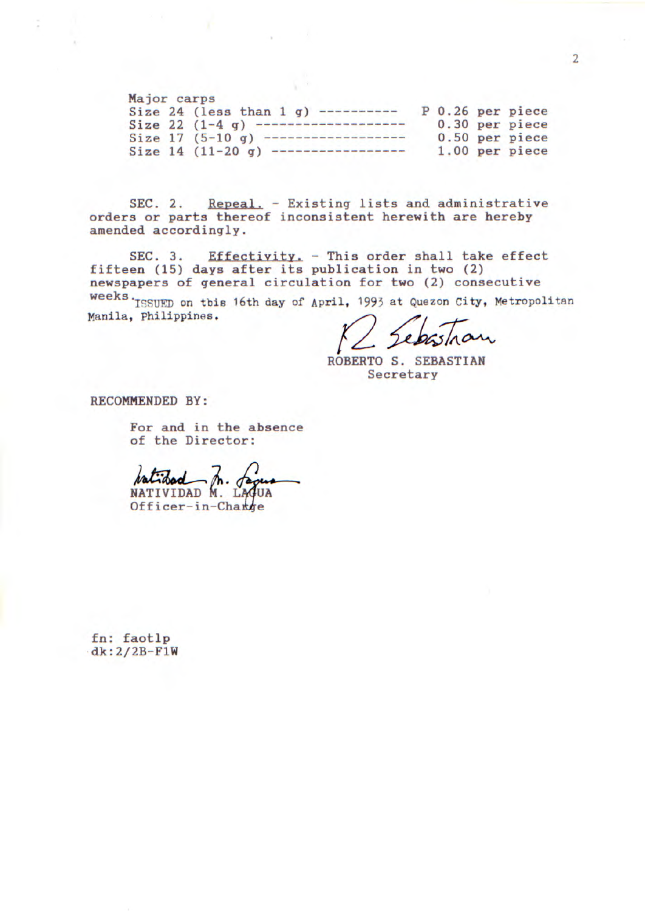| | |
|---|---|
| Major carps | |
| Size 24 (less than 1 g) ---------- | P 0.26 per piece |
| Size 22 (1-4 g) ------------------ | 0.30 per piece |
| Size 17 (5-10 g) ----------------- | 0.50 per piece |
| Size 14 (11-20 g) ---------------- | 1.00 per piece |

SEC. 2. Repeal. - Existing lists and administrative orders or parts thereof inconsistent herewith are hereby amended accordingly.

SEC. 3. Effectivity. - This order shall take effect fifteen (15) days after its publication in two (2) newspapers of general circulation for two (2) consecutive weeks. ISSUED on this 16th day of April, 1993 at Quezon City, Metropolitan Manila, Philippines.

ROBERTO S. SEBASTIAN
Secretary

RECOMMENDED BY:

For and in the absence of the Director:

NATIVIDAD M. LAGUA
Officer-in-Charge

fn: faotlp
dk:2/2B-F1W